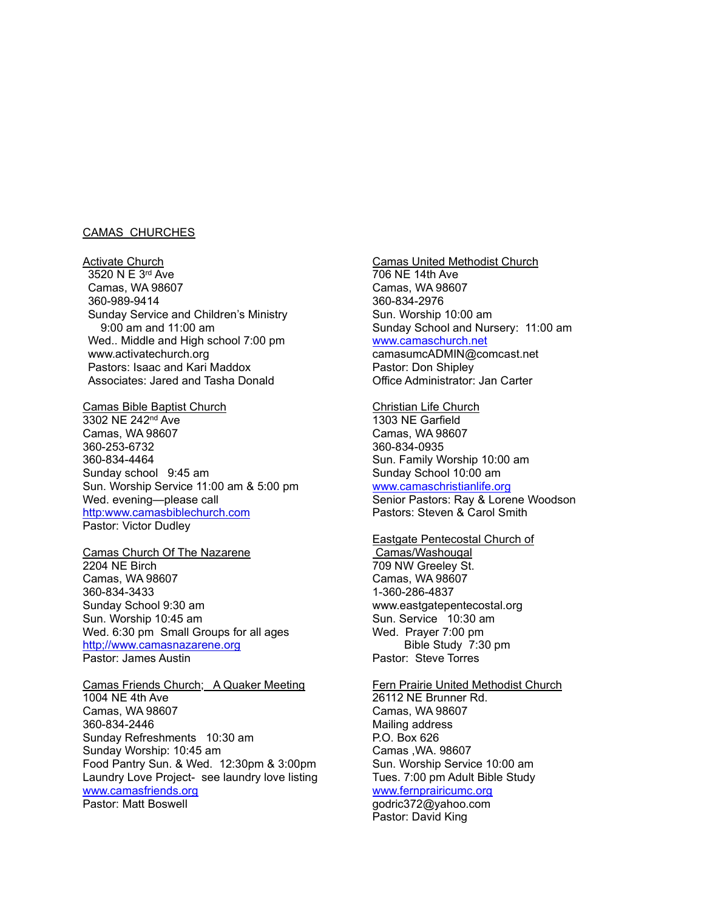# CAMAS CHURCHES

## Activate Church

3520 N E 3rd Ave
Camas, WA 98607
360-989-9414
Sunday Service and Children's Ministry
9:00 am and 11:00 am
Wed.. Middle and High school 7:00 pm
www.activatechurch.org
Pastors: Isaac and Kari Maddox
Associates: Jared and Tasha Donald

## Camas Bible Baptist Church

3302 NE 242nd Ave
Camas, WA 98607
360-253-6732
360-834-4464
Sunday school 9:45 am
Sun. Worship Service 11:00 am & 5:00 pm
Wed. evening—please call
http:www.camasbiblechurch.com
Pastor: Victor Dudley

## Camas Church Of The Nazarene

2204 NE Birch
Camas, WA 98607
360-834-3433
Sunday School 9:30 am
Sun. Worship 10:45 am
Wed. 6:30 pm Small Groups for all ages
http;//www.camasnazarene.org
Pastor: James Austin

## Camas Friends Church; A Quaker Meeting

1004 NE 4th Ave
Camas, WA 98607
360-834-2446
Sunday Refreshments 10:30 am
Sunday Worship: 10:45 am
Food Pantry Sun. & Wed. 12:30pm & 3:00pm
Laundry Love Project- see laundry love listing
www.camasfriends.org
Pastor: Matt Boswell

## Camas United Methodist Church

706 NE 14th Ave
Camas, WA 98607
360-834-2976
Sun. Worship 10:00 am
Sunday School and Nursery: 11:00 am
www.camaschurch.net
camasumcADMIN@comcast.net
Pastor: Don Shipley
Office Administrator: Jan Carter

## Christian Life Church

1303 NE Garfield
Camas, WA 98607
360-834-0935
Sun. Family Worship 10:00 am
Sunday School 10:00 am
www.camaschristianlife.org
Senior Pastors: Ray & Lorene Woodson
Pastors: Steven & Carol Smith

## Eastgate Pentecostal Church of Camas/Washougal

709 NW Greeley St.
Camas, WA 98607
1-360-286-4837
www.eastgatepentecostal.org
Sun. Service 10:30 am
Wed. Prayer 7:00 pm
Bible Study 7:30 pm
Pastor: Steve Torres

## Fern Prairie United Methodist Church

26112 NE Brunner Rd.
Camas, WA 98607
Mailing address
P.O. Box 626
Camas ,WA. 98607
Sun. Worship Service 10:00 am
Tues. 7:00 pm Adult Bible Study
www.fernprairicumc.org
godric372@yahoo.com
Pastor: David King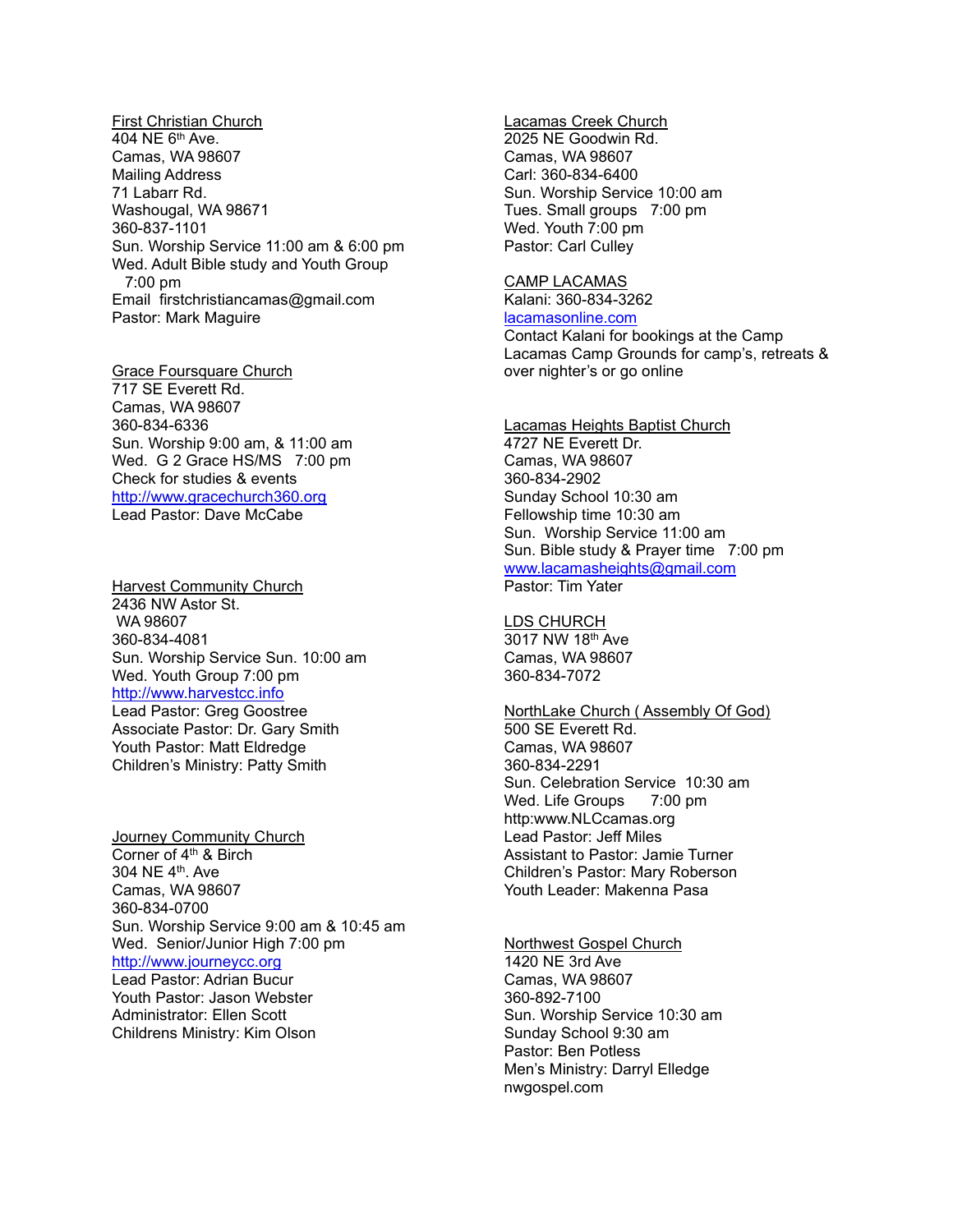First Christian Church
404 NE 6th Ave.
Camas, WA 98607
Mailing Address
71 Labarr Rd.
Washougal, WA 98671
360-837-1101
Sun. Worship Service 11:00 am & 6:00 pm
Wed. Adult Bible study and Youth Group
7:00 pm
Email firstchristiancamas@gmail.com
Pastor: Mark Maguire

Grace Foursquare Church
717 SE Everett Rd.
Camas, WA 98607
360-834-6336
Sun. Worship 9:00 am, & 11:00 am
Wed. G 2 Grace HS/MS 7:00 pm
Check for studies & events
http://www.gracechurch360.org
Lead Pastor: Dave McCabe

Harvest Community Church
2436 NW Astor St.
WA 98607
360-834-4081
Sun. Worship Service Sun. 10:00 am
Wed. Youth Group 7:00 pm
http://www.harvestcc.info
Lead Pastor: Greg Goostree
Associate Pastor: Dr. Gary Smith
Youth Pastor: Matt Eldredge
Children's Ministry: Patty Smith

Journey Community Church
Corner of 4th & Birch
304 NE 4th. Ave
Camas, WA 98607
360-834-0700
Sun. Worship Service 9:00 am & 10:45 am
Wed. Senior/Junior High 7:00 pm
http://www.journeycc.org
Lead Pastor: Adrian Bucur
Youth Pastor: Jason Webster
Administrator: Ellen Scott
Childrens Ministry: Kim Olson

Lacamas Creek Church
2025 NE Goodwin Rd.
Camas, WA 98607
Carl: 360-834-6400
Sun. Worship Service 10:00 am
Tues. Small groups 7:00 pm
Wed. Youth 7:00 pm
Pastor: Carl Culley

CAMP LACAMAS
Kalani: 360-834-3262
lacamasonline.com
Contact Kalani for bookings at the Camp
Lacamas Camp Grounds for camp's, retreats & over nighter's or go online

Lacamas Heights Baptist Church
4727 NE Everett Dr.
Camas, WA 98607
360-834-2902
Sunday School 10:30 am
Fellowship time 10:30 am
Sun. Worship Service 11:00 am
Sun. Bible study & Prayer time 7:00 pm
www.lacamasheights@gmail.com
Pastor: Tim Yater

LDS CHURCH
3017 NW 18th Ave
Camas, WA 98607
360-834-7072

NorthLake Church ( Assembly Of God)
500 SE Everett Rd.
Camas, WA 98607
360-834-2291
Sun. Celebration Service 10:30 am
Wed. Life Groups 7:00 pm
http:www.NLCcamas.org
Lead Pastor: Jeff Miles
Assistant to Pastor: Jamie Turner
Children's Pastor: Mary Roberson
Youth Leader: Makenna Pasa

Northwest Gospel Church
1420 NE 3rd Ave
Camas, WA 98607
360-892-7100
Sun. Worship Service 10:30 am
Sunday School 9:30 am
Pastor: Ben Potless
Men's Ministry: Darryl Elledge
nwgospel.com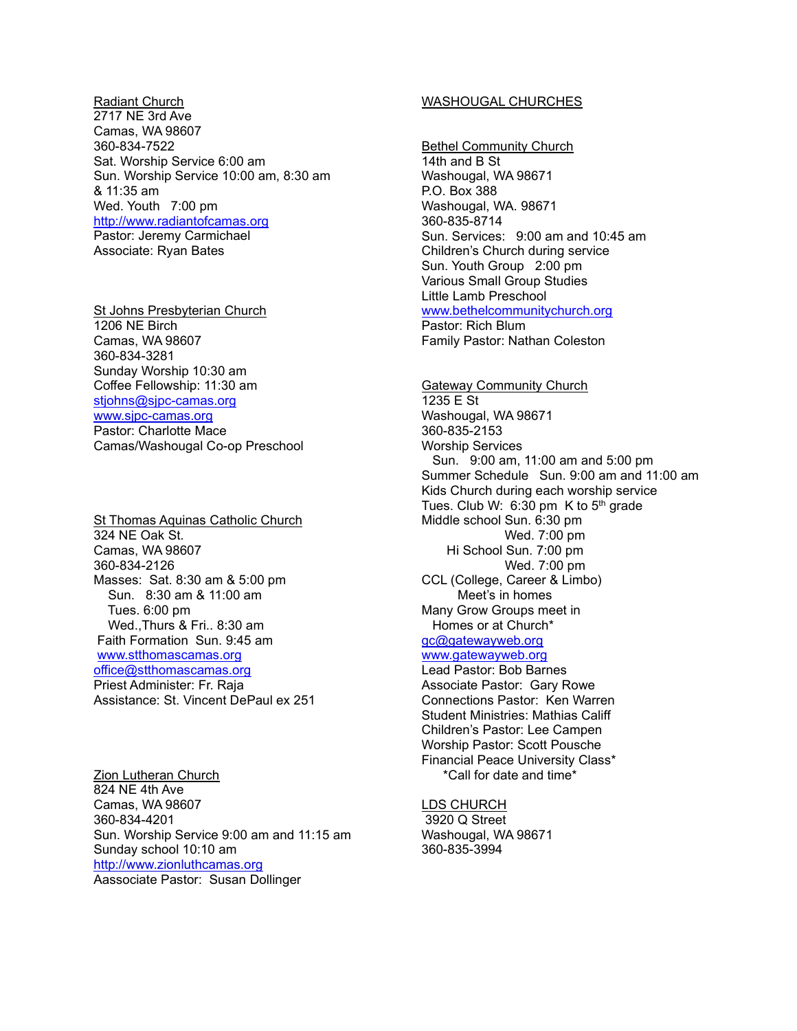Radiant Church
2717 NE 3rd Ave
Camas, WA 98607
360-834-7522
Sat. Worship Service 6:00 am
Sun. Worship Service 10:00 am, 8:30 am & 11:35 am
Wed. Youth 7:00 pm
http://www.radiantofcamas.org
Pastor: Jeremy Carmichael
Associate: Ryan Bates

St Johns Presbyterian Church
1206 NE Birch
Camas, WA 98607
360-834-3281
Sunday Worship 10:30 am
Coffee Fellowship: 11:30 am
stjohns@sjpc-camas.org
www.sjpc-camas.org
Pastor: Charlotte Mace
Camas/Washougal Co-op Preschool

St Thomas Aquinas Catholic Church
324 NE Oak St.
Camas, WA 98607
360-834-2126
Masses: Sat. 8:30 am & 5:00 pm
Sun. 8:30 am & 11:00 am
Tues. 6:00 pm
Wed.,Thurs & Fri.. 8:30 am
Faith Formation Sun. 9:45 am
www.stthomascamas.org
office@stthomascamas.org
Priest Administer: Fr. Raja
Assistance: St. Vincent DePaul ex 251

Zion Lutheran Church
824 NE 4th Ave
Camas, WA 98607
360-834-4201
Sun. Worship Service 9:00 am and 11:15 am
Sunday school 10:10 am
http://www.zionluthcamas.org
Aassociate Pastor: Susan Dollinger

WASHOUGAL CHURCHES

Bethel Community Church
14th and B St
Washougal, WA 98671
P.O. Box 388
Washougal, WA. 98671
360-835-8714
Sun. Services: 9:00 am and 10:45 am
Children's Church during service
Sun. Youth Group 2:00 pm
Various Small Group Studies
Little Lamb Preschool
www.bethelcommunitychurch.org
Pastor: Rich Blum
Family Pastor: Nathan Coleston

Gateway Community Church
1235 E St
Washougal, WA 98671
360-835-2153
Worship Services
Sun. 9:00 am, 11:00 am and 5:00 pm
Summer Schedule Sun. 9:00 am and 11:00 am
Kids Church during each worship service
Tues. Club W: 6:30 pm K to 5th grade
Middle school Sun. 6:30 pm
Wed. 7:00 pm
Hi School Sun. 7:00 pm
Wed. 7:00 pm
CCL (College, Career & Limbo)
Meet's in homes
Many Grow Groups meet in
Homes or at Church*
gc@gatewayweb.org
www.gatewayweb.org
Lead Pastor: Bob Barnes
Associate Pastor: Gary Rowe
Connections Pastor: Ken Warren
Student Ministries: Mathias Califf
Children's Pastor: Lee Campen
Worship Pastor: Scott Pousche
Financial Peace University Class*
*Call for date and time*

LDS CHURCH
3920 Q Street
Washougal, WA 98671
360-835-3994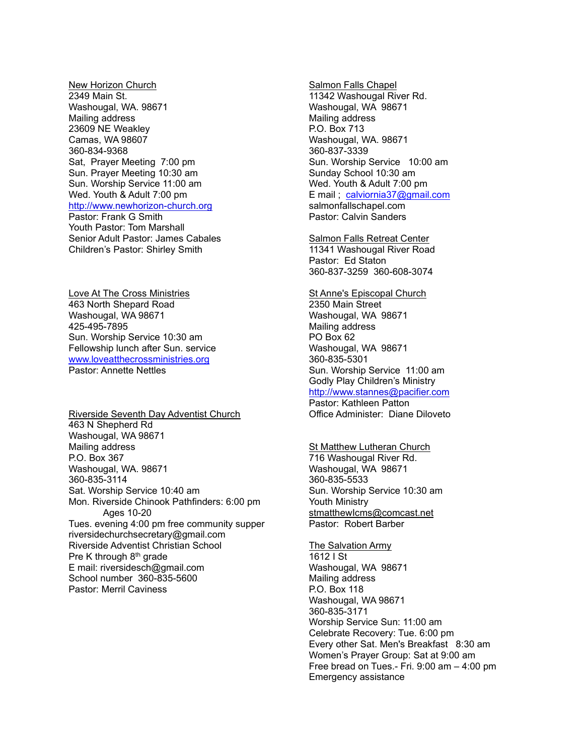New Horizon Church
2349 Main St.
Washougal, WA. 98671
Mailing address
23609 NE Weakley
Camas, WA 98607
360-834-9368
Sat, Prayer Meeting 7:00 pm
Sun. Prayer Meeting 10:30 am
Sun. Worship Service 11:00 am
Wed. Youth & Adult 7:00 pm
http://www.newhorizon-church.org
Pastor: Frank G Smith
Youth Pastor: Tom Marshall
Senior Adult Pastor: James Cabales
Children's Pastor: Shirley Smith

Love At The Cross Ministries
463 North Shepard Road
Washougal, WA 98671
425-495-7895
Sun. Worship Service 10:30 am
Fellowship lunch after Sun. service
www.loveatthecrossministries.org
Pastor: Annette Nettles

Riverside Seventh Day Adventist Church
463 N Shepherd Rd
Washougal, WA 98671
Mailing address
P.O. Box 367
Washougal, WA. 98671
360-835-3114
Sat. Worship Service 10:40 am
Mon. Riverside Chinook Pathfinders: 6:00 pm
Ages 10-20
Tues. evening 4:00 pm free community supper
riversidechurchsecretary@gmail.com
Riverside Adventist Christian School
Pre K through 8th grade
E mail: riversidesch@gmail.com
School number 360-835-5600
Pastor: Merril Caviness

Salmon Falls Chapel
11342 Washougal River Rd.
Washougal, WA 98671
Mailing address
P.O. Box 713
Washougal, WA. 98671
360-837-3339
Sun. Worship Service 10:00 am
Sunday School 10:30 am
Wed. Youth & Adult 7:00 pm
E mail ; calviornia37@gmail.com
salmonfallschapel.com
Pastor: Calvin Sanders

Salmon Falls Retreat Center
11341 Washougal River Road
Pastor: Ed Staton
360-837-3259 360-608-3074

St Anne's Episcopal Church
2350 Main Street
Washougal, WA 98671
Mailing address
PO Box 62
Washougal, WA 98671
360-835-5301
Sun. Worship Service 11:00 am
Godly Play Children's Ministry
http://www.stannes@pacifier.com
Pastor: Kathleen Patton
Office Administer: Diane Diloveto

St Matthew Lutheran Church
716 Washougal River Rd.
Washougal, WA 98671
360-835-5533
Sun. Worship Service 10:30 am
Youth Ministry
stmatthewlcms@comcast.net
Pastor: Robert Barber

The Salvation Army
1612 I St
Washougal, WA 98671
Mailing address
P.O. Box 118
Washougal, WA 98671
360-835-3171
Worship Service Sun: 11:00 am
Celebrate Recovery: Tue. 6:00 pm
Every other Sat. Men's Breakfast 8:30 am
Women's Prayer Group: Sat at 9:00 am
Free bread on Tues.- Fri. 9:00 am – 4:00 pm
Emergency assistance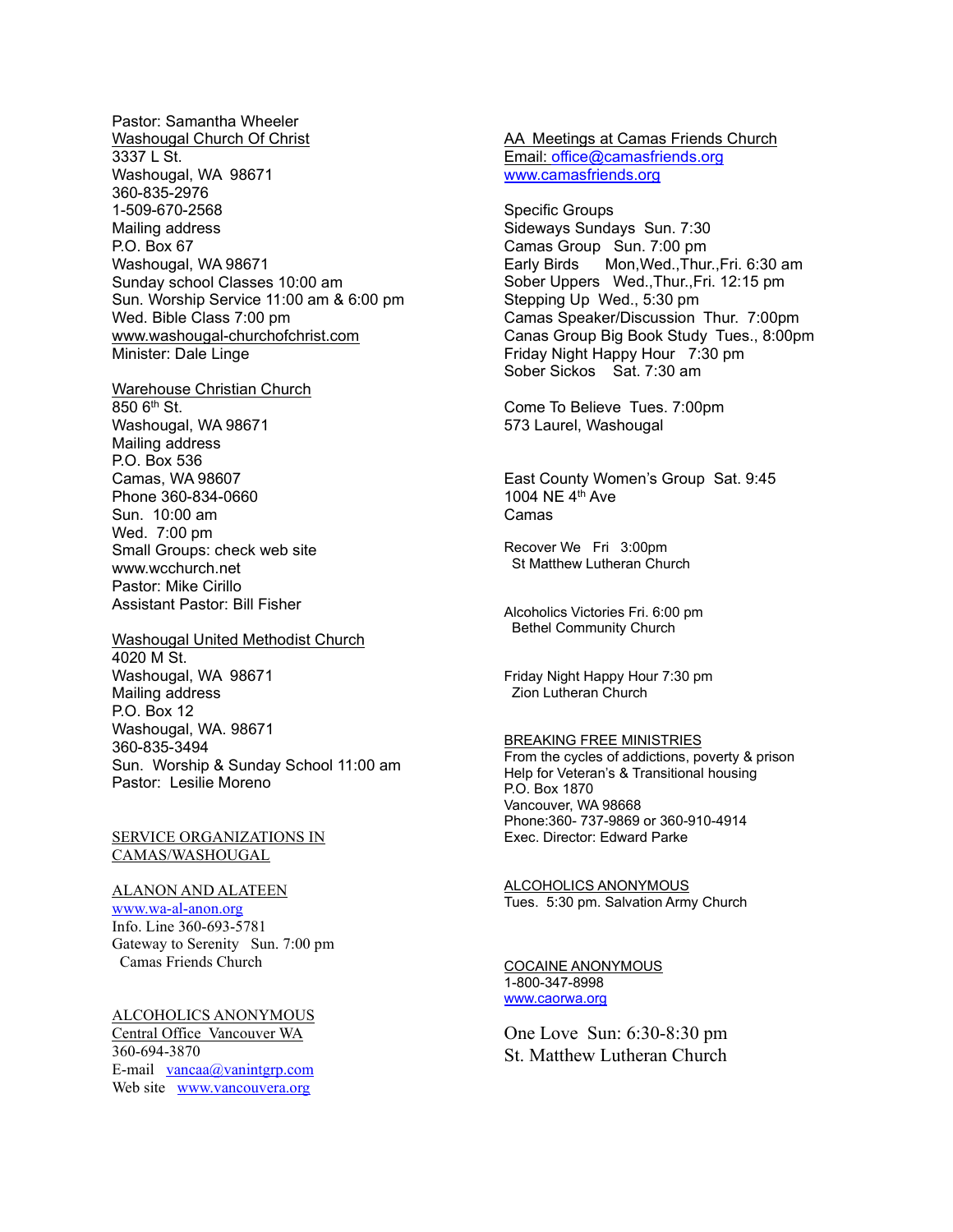Pastor: Samantha Wheeler

Washougal Church Of Christ
3337 L St.
Washougal, WA 98671
360-835-2976
1-509-670-2568
Mailing address
P.O. Box 67
Washougal, WA 98671
Sunday school Classes 10:00 am
Sun. Worship Service 11:00 am & 6:00 pm
Wed. Bible Class 7:00 pm
www.washougal-churchofchrist.com
Minister: Dale Linge

Warehouse Christian Church
850 6th St.
Washougal, WA 98671
Mailing address
P.O. Box 536
Camas, WA 98607
Phone 360-834-0660
Sun. 10:00 am
Wed. 7:00 pm
Small Groups: check web site
www.wcchurch.net
Pastor: Mike Cirillo
Assistant Pastor: Bill Fisher

Washougal United Methodist Church
4020 M St.
Washougal, WA 98671
Mailing address
P.O. Box 12
Washougal, WA. 98671
360-835-3494
Sun. Worship & Sunday School 11:00 am
Pastor: Lesilie Moreno

## SERVICE ORGANIZATIONS IN CAMAS/WASHOUGAL

### ALANON AND ALATEEN

www.wa-al-anon.org
Info. Line 360-693-5781
Gateway to Serenity Sun. 7:00 pm
Camas Friends Church

### ALCOHOLICS ANONYMOUS

Central Office Vancouver WA
360-694-3870
E-mail vancaa@vanintgrp.com
Web site www.vancouvera.org

AA Meetings at Camas Friends Church
Email: office@camasfriends.org
www.camasfriends.org

Specific Groups
Sideways Sundays Sun. 7:30
Camas Group Sun. 7:00 pm
Early Birds Mon,Wed.,Thur.,Fri. 6:30 am
Sober Uppers Wed.,Thur.,Fri. 12:15 pm
Stepping Up Wed., 5:30 pm
Camas Speaker/Discussion Thur. 7:00pm
Canas Group Big Book Study Tues., 8:00pm
Friday Night Happy Hour 7:30 pm
Sober Sickos Sat. 7:30 am

Come To Believe Tues. 7:00pm
573 Laurel, Washougal

East County Women's Group Sat. 9:45
1004 NE 4th Ave
Camas

Recover We Fri 3:00pm
St Matthew Lutheran Church

Alcoholics Victories Fri. 6:00 pm
Bethel Community Church

Friday Night Happy Hour 7:30 pm
Zion Lutheran Church

### BREAKING FREE MINISTRIES

From the cycles of addictions, poverty & prison
Help for Veteran's & Transitional housing
P.O. Box 1870
Vancouver, WA 98668
Phone:360- 737-9869 or 360-910-4914
Exec. Director: Edward Parke

### ALCOHOLICS ANONYMOUS

Tues. 5:30 pm. Salvation Army Church

### COCAINE ANONYMOUS

1-800-347-8998
www.caorwa.org

One Love Sun: 6:30-8:30 pm
St. Matthew Lutheran Church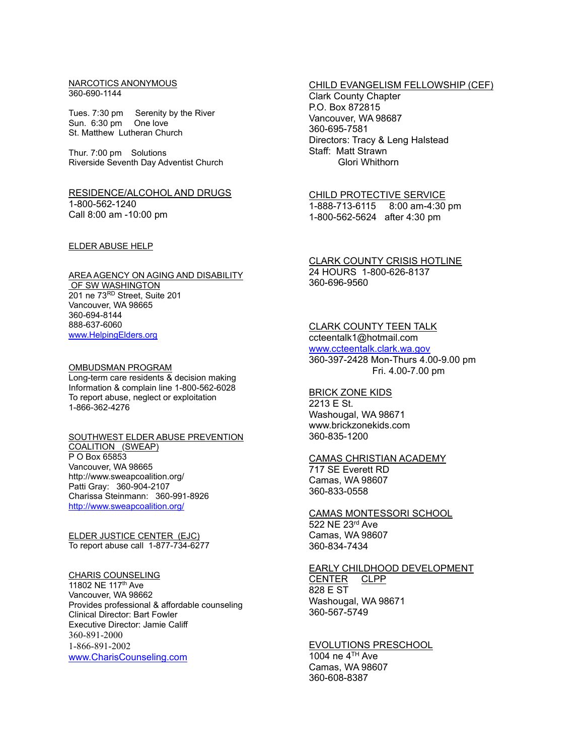NARCOTICS ANONYMOUS
360-690-1144

Tues. 7:30 pm Serenity by the River
Sun. 6:30 pm One love
St. Matthew Lutheran Church

Thur. 7:00 pm Solutions
Riverside Seventh Day Adventist Church

RESIDENCE/ALCOHOL AND DRUGS
1-800-562-1240
Call 8:00 am -10:00 pm

ELDER ABUSE HELP

AREA AGENCY ON AGING AND DISABILITY OF SW WASHINGTON
201 ne 73RD Street, Suite 201
Vancouver, WA 98665
360-694-8144
888-637-6060
www.HelpingElders.org

OMBUDSMAN PROGRAM
Long-term care residents & decision making
Information & complain line 1-800-562-6028
To report abuse, neglect or exploitation
1-866-362-4276

SOUTHWEST ELDER ABUSE PREVENTION COALITION (SWEAP)
P O Box 65853
Vancouver, WA 98665
http://www.sweapcoalition.org/
Patti Gray: 360-904-2107
Charissa Steinmann: 360-991-8926
http://www.sweapcoalition.org/

ELDER JUSTICE CENTER (EJC)
To report abuse call 1-877-734-6277

CHARIS COUNSELING
11802 NE 117th Ave
Vancouver, WA 98662
Provides professional & affordable counseling
Clinical Director: Bart Fowler
Executive Director: Jamie Califf
360-891-2000
1-866-891-2002
www.CharisCounseling.com

CHILD EVANGELISM FELLOWSHIP (CEF)
Clark County Chapter
P.O. Box 872815
Vancouver, WA 98687
360-695-7581
Directors: Tracy & Leng Halstead
Staff: Matt Strawn
Glori Whithorn

CHILD PROTECTIVE SERVICE
1-888-713-6115 8:00 am-4:30 pm
1-800-562-5624 after 4:30 pm

CLARK COUNTY CRISIS HOTLINE
24 HOURS 1-800-626-8137
360-696-9560

CLARK COUNTY TEEN TALK
ccteentalk1@hotmail.com
www.ccteentalk.clark.wa.gov
360-397-2428 Mon-Thurs 4.00-9.00 pm
Fri. 4.00-7.00 pm

BRICK ZONE KIDS
2213 E St.
Washougal, WA 98671
www.brickzonekids.com
360-835-1200

CAMAS CHRISTIAN ACADEMY
717 SE Everett RD
Camas, WA 98607
360-833-0558

CAMAS MONTESSORI SCHOOL
522 NE 23rd Ave
Camas, WA 98607
360-834-7434

EARLY CHILDHOOD DEVELOPMENT CENTER CLPP
828 E ST
Washougal, WA 98671
360-567-5749

EVOLUTIONS PRESCHOOL
1004 ne 4TH Ave
Camas, WA 98607
360-608-8387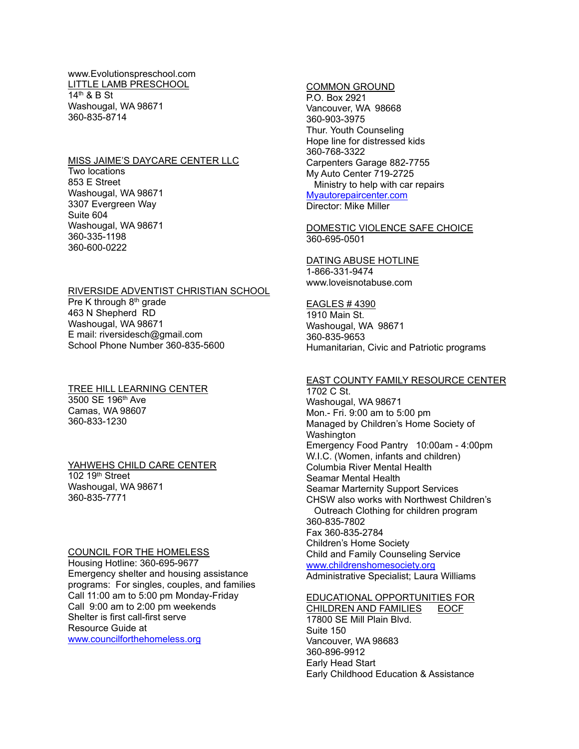www.Evolutionspreschool.com

LITTLE LAMB PRESCHOOL
14th & B St
Washougal, WA 98671
360-835-8714

MISS JAIME'S DAYCARE CENTER LLC
Two locations
853 E Street
Washougal, WA 98671
3307 Evergreen Way
Suite 604
Washougal, WA 98671
360-335-1198
360-600-0222

RIVERSIDE ADVENTIST CHRISTIAN SCHOOL
Pre K through 8th grade
463 N Shepherd RD
Washougal, WA 98671
E mail: riversidesch@gmail.com
School Phone Number 360-835-5600

TREE HILL LEARNING CENTER
3500 SE 196th Ave
Camas, WA 98607
360-833-1230

YAHWEHS CHILD CARE CENTER
102 19th Street
Washougal, WA 98671
360-835-7771

COUNCIL FOR THE HOMELESS
Housing Hotline: 360-695-9677
Emergency shelter and housing assistance programs: For singles, couples, and families
Call 11:00 am to 5:00 pm Monday-Friday
Call 9:00 am to 2:00 pm weekends
Shelter is first call-first serve
Resource Guide at
www.councilforthehomeless.org

COMMON GROUND
P.O. Box 2921
Vancouver, WA 98668
360-903-3975
Thur. Youth Counseling
Hope line for distressed kids
360-768-3322
Carpenters Garage 882-7755
My Auto Center 719-2725
Ministry to help with car repairs
Myautorepaircenter.com
Director: Mike Miller

DOMESTIC VIOLENCE SAFE CHOICE
360-695-0501

DATING ABUSE HOTLINE
1-866-331-9474
www.loveisnotabuse.com

EAGLES # 4390
1910 Main St.
Washougal, WA 98671
360-835-9653
Humanitarian, Civic and Patriotic programs

EAST COUNTY FAMILY RESOURCE CENTER
1702 C St.
Washougal, WA 98671
Mon.- Fri. 9:00 am to 5:00 pm
Managed by Children's Home Society of Washington
Emergency Food Pantry 10:00am - 4:00pm
W.I.C. (Women, infants and children)
Columbia River Mental Health
Seamar Mental Health
Seamar Marternity Support Services
CHSW also works with Northwest Children's Outreach Clothing for children program
360-835-7802
Fax 360-835-2784
Children's Home Society
Child and Family Counseling Service
www.childrenshomesociety.org
Administrative Specialist; Laura Williams

EDUCATIONAL OPPORTUNITIES FOR CHILDREN AND FAMILIES EOCF
17800 SE Mill Plain Blvd.
Suite 150
Vancouver, WA 98683
360-896-9912
Early Head Start
Early Childhood Education & Assistance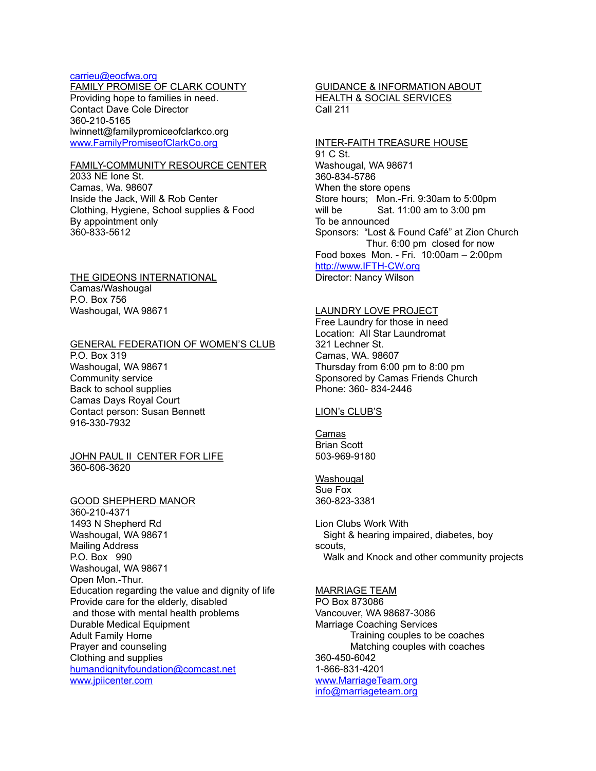carrieu@eocfwa.org

FAMILY PROMISE OF CLARK COUNTY
Providing hope to families in need.
Contact Dave Cole Director
360-210-5165
lwinnett@familypromiceofclarkco.org
www.FamilyPromiseofClarkCo.org

FAMILY-COMMUNITY RESOURCE CENTER
2033 NE Ione St.
Camas, Wa. 98607
Inside the Jack, Will & Rob Center
Clothing, Hygiene, School supplies & Food
By appointment only
360-833-5612

THE GIDEONS INTERNATIONAL
Camas/Washougal
P.O. Box 756
Washougal, WA 98671

GENERAL FEDERATION OF WOMEN'S CLUB
P.O. Box 319
Washougal, WA 98671
Community service
Back to school supplies
Camas Days Royal Court
Contact person: Susan Bennett
916-330-7932

JOHN PAUL II CENTER FOR LIFE
360-606-3620

GOOD SHEPHERD MANOR
360-210-4371
1493 N Shepherd Rd
Washougal, WA 98671
Mailing Address
P.O. Box 990
Washougal, WA 98671
Open Mon.-Thur.
Education regarding the value and dignity of life
Provide care for the elderly, disabled and those with mental health problems
Durable Medical Equipment
Adult Family Home
Prayer and counseling
Clothing and supplies
humandignityfoundation@comcast.net
www.jpiicenter.com

GUIDANCE & INFORMATION ABOUT HEALTH & SOCIAL SERVICES
Call 211

INTER-FAITH TREASURE HOUSE
91 C St.
Washougal, WA 98671
360-834-5786
When the store opens
Store hours; Mon.-Fri. 9:30am to 5:00pm
will be Sat. 11:00 am to 3:00 pm
To be announced
Sponsors: "Lost & Found Café" at Zion Church
Thur. 6:00 pm closed for now
Food boxes Mon. - Fri. 10:00am – 2:00pm
http://www.IFTH-CW.org
Director: Nancy Wilson

LAUNDRY LOVE PROJECT
Free Laundry for those in need
Location: All Star Laundromat
321 Lechner St.
Camas, WA. 98607
Thursday from 6:00 pm to 8:00 pm
Sponsored by Camas Friends Church
Phone: 360- 834-2446

LION's CLUB'S

Camas
Brian Scott
503-969-9180

Washougal
Sue Fox
360-823-3381

Lion Clubs Work With
Sight & hearing impaired, diabetes, boy scouts,
Walk and Knock and other community projects

MARRIAGE TEAM
PO Box 873086
Vancouver, WA 98687-3086
Marriage Coaching Services
Training couples to be coaches
Matching couples with coaches
360-450-6042
1-866-831-4201
www.MarriageTeam.org
info@marriageteam.org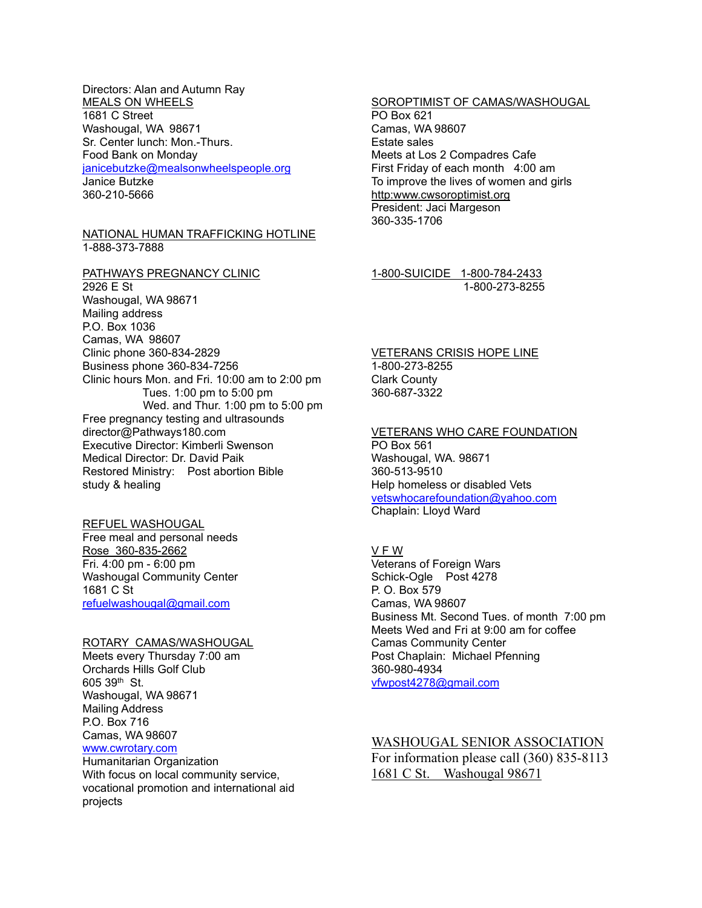Directors: Alan and Autumn Ray

MEALS ON WHEELS
1681 C Street
Washougal, WA 98671
Sr. Center lunch: Mon.-Thurs.
Food Bank on Monday
janicebutzke@mealsonwheelspeople.org
Janice Butzke
360-210-5666

NATIONAL HUMAN TRAFFICKING HOTLINE
1-888-373-7888

PATHWAYS PREGNANCY CLINIC
2926 E St
Washougal, WA 98671
Mailing address
P.O. Box 1036
Camas, WA 98607
Clinic phone 360-834-2829
Business phone 360-834-7256
Clinic hours Mon. and Fri. 10:00 am to 2:00 pm
Tues. 1:00 pm to 5:00 pm
Wed. and Thur. 1:00 pm to 5:00 pm
Free pregnancy testing and ultrasounds
director@Pathways180.com
Executive Director: Kimberli Swenson
Medical Director: Dr. David Paik
Restored Ministry: Post abortion Bible study & healing

REFUEL WASHOUGAL
Free meal and personal needs
Rose 360-835-2662
Fri. 4:00 pm - 6:00 pm
Washougal Community Center
1681 C St
refuelwashougal@gmail.com

ROTARY CAMAS/WASHOUGAL
Meets every Thursday 7:00 am
Orchards Hills Golf Club
605 39th St.
Washougal, WA 98671
Mailing Address
P.O. Box 716
Camas, WA 98607
www.cwrotary.com
Humanitarian Organization
With focus on local community service, vocational promotion and international aid projects

SOROPTIMIST OF CAMAS/WASHOUGAL
PO Box 621
Camas, WA 98607
Estate sales
Meets at Los 2 Compadres Cafe
First Friday of each month 4:00 am
To improve the lives of women and girls
http:www.cwsoroptimist.org
President: Jaci Margeson
360-335-1706

1-800-SUICIDE 1-800-784-2433
1-800-273-8255

VETERANS CRISIS HOPE LINE
1-800-273-8255
Clark County
360-687-3322

VETERANS WHO CARE FOUNDATION
PO Box 561
Washougal, WA. 98671
360-513-9510
Help homeless or disabled Vets
vetswhocarefoundation@yahoo.com
Chaplain: Lloyd Ward

V F W
Veterans of Foreign Wars
Schick-Ogle Post 4278
P. O. Box 579
Camas, WA 98607
Business Mt. Second Tues. of month 7:00 pm
Meets Wed and Fri at 9:00 am for coffee
Camas Community Center
Post Chaplain: Michael Pfenning
360-980-4934
vfwpost4278@gmail.com

WASHOUGAL SENIOR ASSOCIATION
For information please call (360) 835-8113
1681 C St. Washougal 98671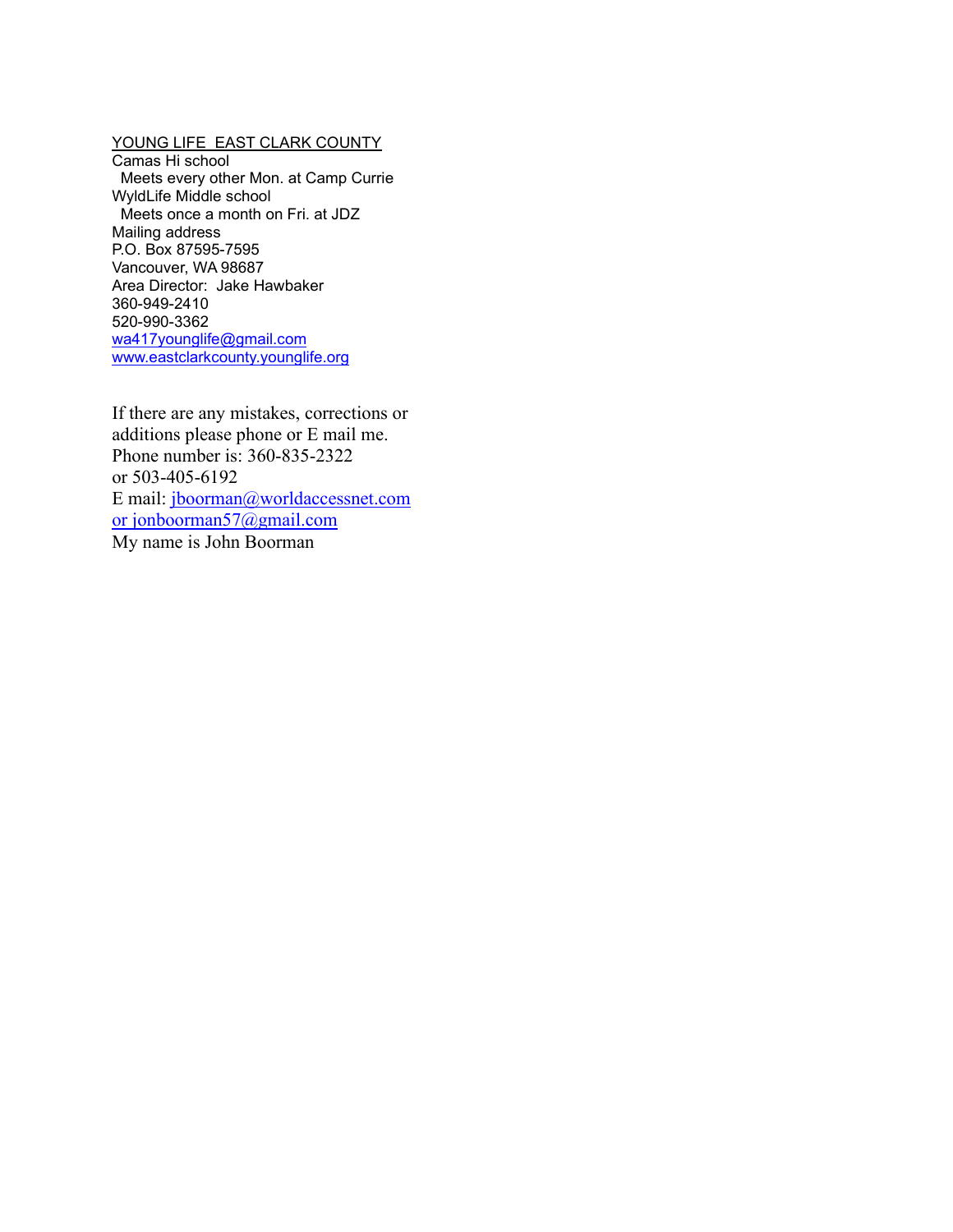<u>YOUNG LIFE  EAST CLARK COUNTY</u>

Camas Hi school

Meets every other Mon. at Camp Currie

WyldLife Middle school

Meets once a month on Fri. at JDZ

Mailing address

P.O. Box 87595-7595

Vancouver, WA 98687

Area Director:  Jake Hawbaker

360-949-2410

520-990-3362

wa417younglife@gmail.com

www.eastclarkcounty.younglife.org

If there are any mistakes, corrections or additions please phone or E mail me.

Phone number is: 360-835-2322

or 503-405-6192

E mail: jboorman@worldaccessnet.com

or jonboorman57@gmail.com

My name is John Boorman